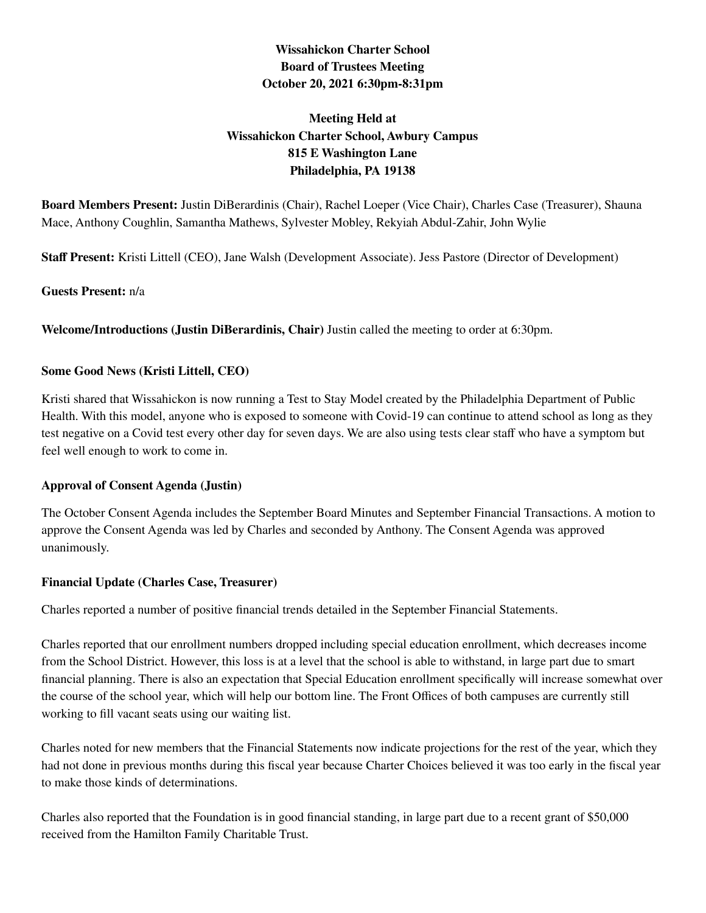**Wissahickon Charter School**
**Board of Trustees Meeting**
**October 20, 2021 6:30pm-8:31pm**

**Meeting Held at**
**Wissahickon Charter School, Awbury Campus**
**815 E Washington Lane**
**Philadelphia, PA 19138**

**Board Members Present:** Justin DiBerardinis (Chair), Rachel Loeper (Vice Chair), Charles Case (Treasurer), Shauna Mace, Anthony Coughlin, Samantha Mathews, Sylvester Mobley, Rekyiah Abdul-Zahir, John Wylie

**Staff Present:** Kristi Littell (CEO), Jane Walsh (Development Associate). Jess Pastore (Director of Development)

**Guests Present:** n/a

**Welcome/Introductions (Justin DiBerardinis, Chair)** Justin called the meeting to order at 6:30pm.

**Some Good News (Kristi Littell, CEO)**

Kristi shared that Wissahickon is now running a Test to Stay Model created by the Philadelphia Department of Public Health. With this model, anyone who is exposed to someone with Covid-19 can continue to attend school as long as they test negative on a Covid test every other day for seven days. We are also using tests clear staff who have a symptom but feel well enough to work to come in.

**Approval of Consent Agenda (Justin)**

The October Consent Agenda includes the September Board Minutes and September Financial Transactions. A motion to approve the Consent Agenda was led by Charles and seconded by Anthony. The Consent Agenda was approved unanimously.

**Financial Update (Charles Case, Treasurer)**

Charles reported a number of positive financial trends detailed in the September Financial Statements.

Charles reported that our enrollment numbers dropped including special education enrollment, which decreases income from the School District. However, this loss is at a level that the school is able to withstand, in large part due to smart financial planning. There is also an expectation that Special Education enrollment specifically will increase somewhat over the course of the school year, which will help our bottom line. The Front Offices of both campuses are currently still working to fill vacant seats using our waiting list.

Charles noted for new members that the Financial Statements now indicate projections for the rest of the year, which they had not done in previous months during this fiscal year because Charter Choices believed it was too early in the fiscal year to make those kinds of determinations.

Charles also reported that the Foundation is in good financial standing, in large part due to a recent grant of $50,000 received from the Hamilton Family Charitable Trust.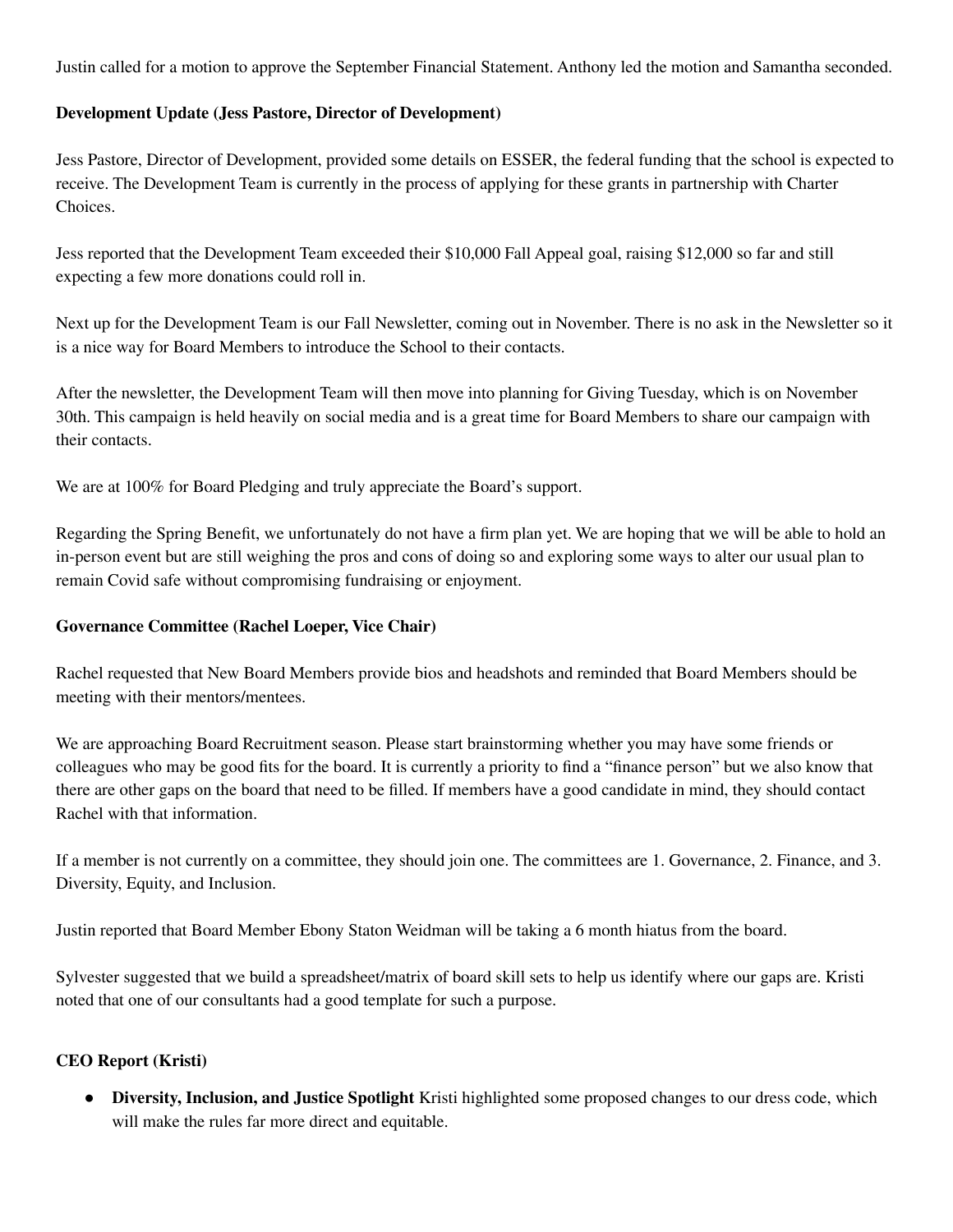Justin called for a motion to approve the September Financial Statement. Anthony led the motion and Samantha seconded.

**Development Update (Jess Pastore, Director of Development)**

Jess Pastore, Director of Development, provided some details on ESSER, the federal funding that the school is expected to receive. The Development Team is currently in the process of applying for these grants in partnership with Charter Choices.

Jess reported that the Development Team exceeded their $10,000 Fall Appeal goal, raising $12,000 so far and still expecting a few more donations could roll in.

Next up for the Development Team is our Fall Newsletter, coming out in November. There is no ask in the Newsletter so it is a nice way for Board Members to introduce the School to their contacts.

After the newsletter, the Development Team will then move into planning for Giving Tuesday, which is on November 30th. This campaign is held heavily on social media and is a great time for Board Members to share our campaign with their contacts.

We are at 100% for Board Pledging and truly appreciate the Board's support.

Regarding the Spring Benefit, we unfortunately do not have a firm plan yet. We are hoping that we will be able to hold an in-person event but are still weighing the pros and cons of doing so and exploring some ways to alter our usual plan to remain Covid safe without compromising fundraising or enjoyment.

**Governance Committee (Rachel Loeper, Vice Chair)**

Rachel requested that New Board Members provide bios and headshots and reminded that Board Members should be meeting with their mentors/mentees.

We are approaching Board Recruitment season. Please start brainstorming whether you may have some friends or colleagues who may be good fits for the board. It is currently a priority to find a "finance person" but we also know that there are other gaps on the board that need to be filled. If members have a good candidate in mind, they should contact Rachel with that information.

If a member is not currently on a committee, they should join one. The committees are 1. Governance, 2. Finance, and 3. Diversity, Equity, and Inclusion.

Justin reported that Board Member Ebony Staton Weidman will be taking a 6 month hiatus from the board.

Sylvester suggested that we build a spreadsheet/matrix of board skill sets to help us identify where our gaps are. Kristi noted that one of our consultants had a good template for such a purpose.

**CEO Report (Kristi)**

- **Diversity, Inclusion, and Justice Spotlight** Kristi highlighted some proposed changes to our dress code, which will make the rules far more direct and equitable.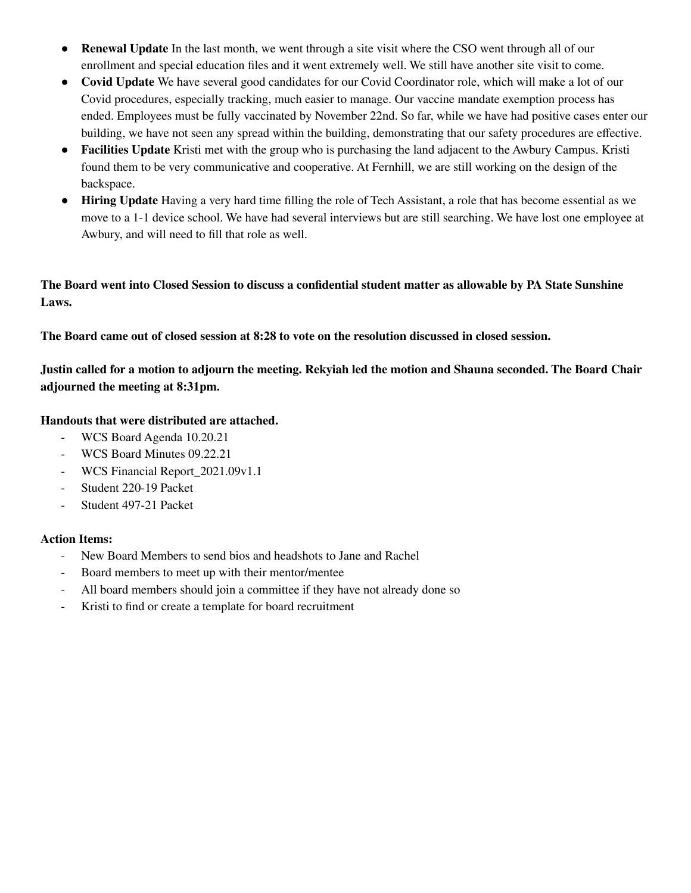- **Renewal Update** In the last month, we went through a site visit where the CSO went through all of our enrollment and special education files and it went extremely well. We still have another site visit to come.
- **Covid Update** We have several good candidates for our Covid Coordinator role, which will make a lot of our Covid procedures, especially tracking, much easier to manage. Our vaccine mandate exemption process has ended. Employees must be fully vaccinated by November 22nd. So far, while we have had positive cases enter our building, we have not seen any spread within the building, demonstrating that our safety procedures are effective.
- **Facilities Update** Kristi met with the group who is purchasing the land adjacent to the Awbury Campus. Kristi found them to be very communicative and cooperative. At Fernhill, we are still working on the design of the backspace.
- **Hiring Update** Having a very hard time filling the role of Tech Assistant, a role that has become essential as we move to a 1-1 device school. We have had several interviews but are still searching. We have lost one employee at Awbury, and will need to fill that role as well.

**The Board went into Closed Session to discuss a confidential student matter as allowable by PA State Sunshine Laws.**

**The Board came out of closed session at 8:28 to vote on the resolution discussed in closed session.**

**Justin called for a motion to adjourn the meeting. Rekyiah led the motion and Shauna seconded. The Board Chair adjourned the meeting at 8:31pm.**

**Handouts that were distributed are attached.**

- WCS Board Agenda 10.20.21
- WCS Board Minutes 09.22.21
- WCS Financial Report_2021.09v1.1
- Student 220-19 Packet
- Student 497-21 Packet

**Action Items:**

- New Board Members to send bios and headshots to Jane and Rachel
- Board members to meet up with their mentor/mentee
- All board members should join a committee if they have not already done so
- Kristi to find or create a template for board recruitment